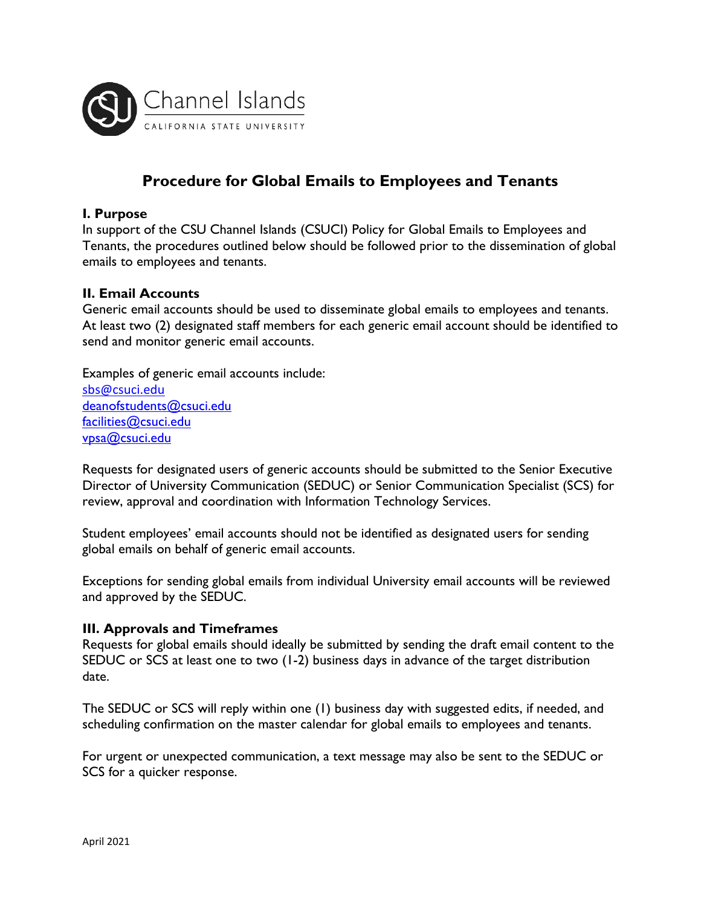# Procedure for Global Emails to Employees and Tenants

## I. Purpose

In support of the CSU Channel Islands (CSUCI) Policy for Global Emails to Employees and Tenants, the procedures outlined below should be followed prior to the dissemination of global emails to employees and tenants.

## II. Email Accounts

Generic email accounts should be used to disseminate global emails to employees and tenants. At least two (2) designated staff members for each generic email account should be identified to send and monitor generic email accounts.

Examples of generic email accounts include:
sbs@csuci.edu
deanofstudents@csuci.edu
facilities@csuci.edu
vpsa@csuci.edu

Requests for designated users of generic accounts should be submitted to the Senior Executive Director of University Communication (SEDUC) or Senior Communication Specialist (SCS) for review, approval and coordination with Information Technology Services.

Student employees' email accounts should not be identified as designated users for sending global emails on behalf of generic email accounts.

Exceptions for sending global emails from individual University email accounts will be reviewed and approved by the SEDUC.

## III. Approvals and Timeframes

Requests for global emails should ideally be submitted by sending the draft email content to the SEDUC or SCS at least one to two (1-2) business days in advance of the target distribution date.

The SEDUC or SCS will reply within one (1) business day with suggested edits, if needed, and scheduling confirmation on the master calendar for global emails to employees and tenants.

For urgent or unexpected communication, a text message may also be sent to the SEDUC or SCS for a quicker response.

April 2021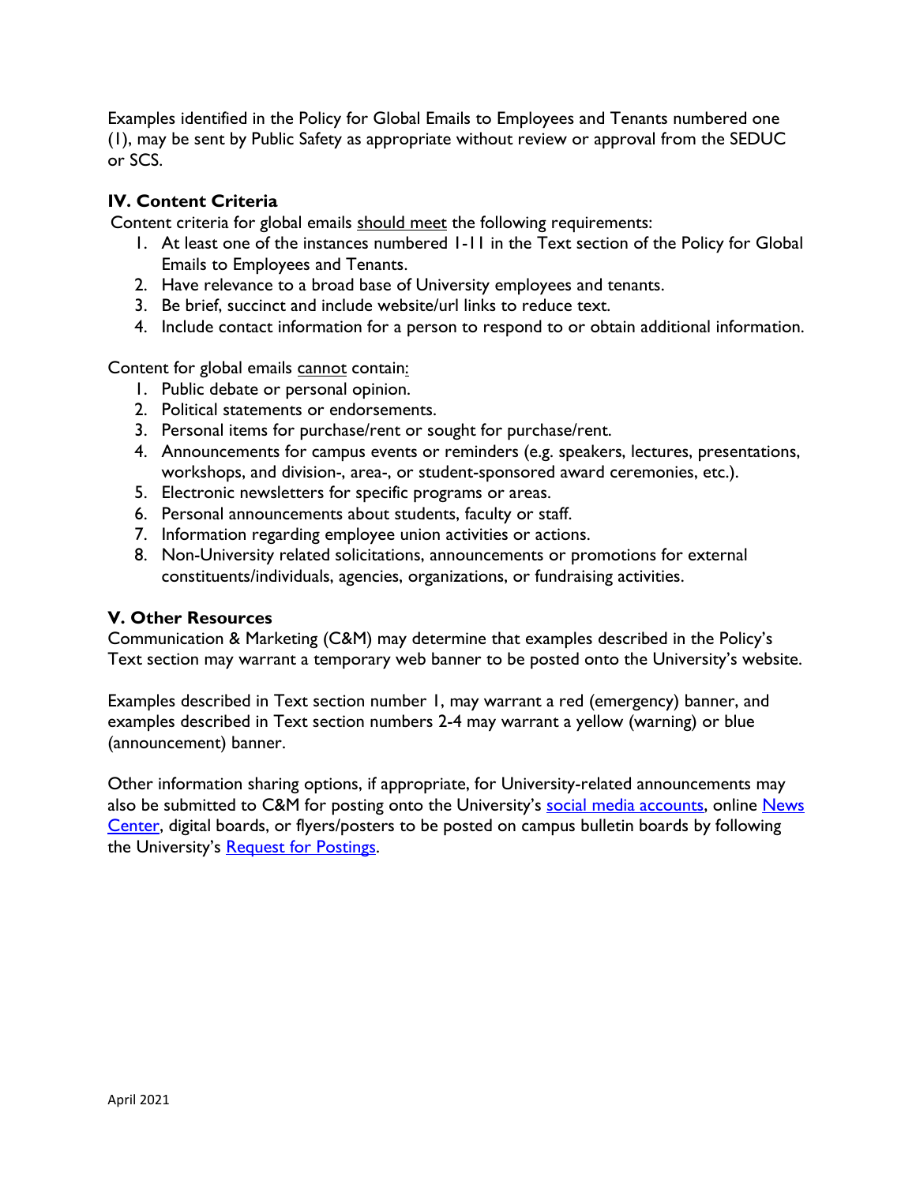Examples identified in the Policy for Global Emails to Employees and Tenants numbered one (1), may be sent by Public Safety as appropriate without review or approval from the SEDUC or SCS.

## IV. Content Criteria

Content criteria for global emails should meet the following requirements:

1. At least one of the instances numbered 1-11 in the Text section of the Policy for Global Emails to Employees and Tenants.
2. Have relevance to a broad base of University employees and tenants.
3. Be brief, succinct and include website/url links to reduce text.
4. Include contact information for a person to respond to or obtain additional information.

Content for global emails cannot contain:

1. Public debate or personal opinion.
2. Political statements or endorsements.
3. Personal items for purchase/rent or sought for purchase/rent.
4. Announcements for campus events or reminders (e.g. speakers, lectures, presentations, workshops, and division-, area-, or student-sponsored award ceremonies, etc.).
5. Electronic newsletters for specific programs or areas.
6. Personal announcements about students, faculty or staff.
7. Information regarding employee union activities or actions.
8. Non-University related solicitations, announcements or promotions for external constituents/individuals, agencies, organizations, or fundraising activities.

## V. Other Resources

Communication & Marketing (C&M) may determine that examples described in the Policy's Text section may warrant a temporary web banner to be posted onto the University's website.

Examples described in Text section number 1, may warrant a red (emergency) banner, and examples described in Text section numbers 2-4 may warrant a yellow (warning) or blue (announcement) banner.

Other information sharing options, if appropriate, for University-related announcements may also be submitted to C&M for posting onto the University's social media accounts, online News Center, digital boards, or flyers/posters to be posted on campus bulletin boards by following the University's Request for Postings.

April 2021